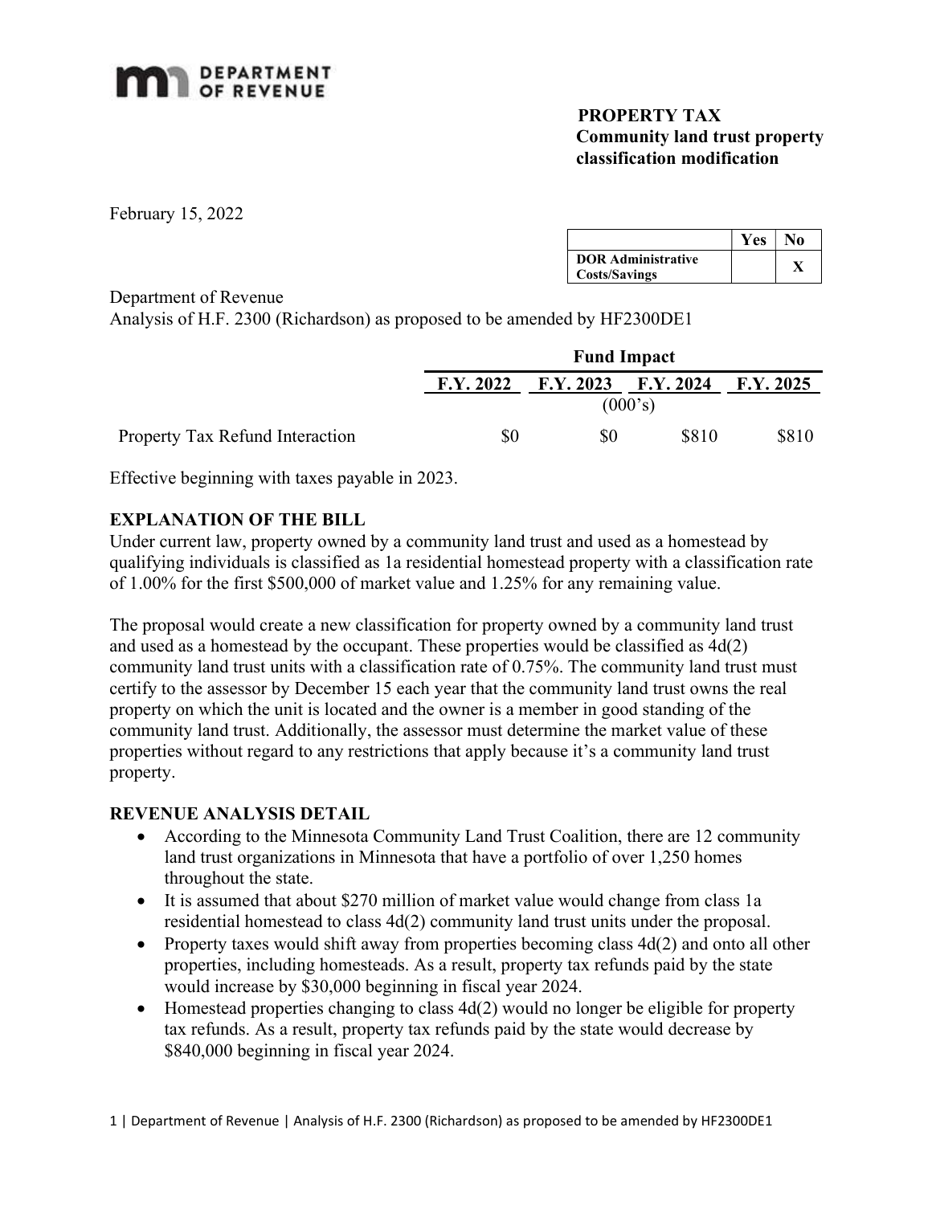**DEPARTMENT OF REVENUE**

**PROPERTY TAX**
**Community land trust property classification modification**

February 15, 2022

| | Yes | No |
|---|---|---|
| **DOR Administrative Costs/Savings** | | **X** |

Department of Revenue
Analysis of H.F. 2300 (Richardson) as proposed to be amended by HF2300DE1

| | **Fund Impact** | | | |
|---|---|---|---|---|
| | **F.Y. 2022** | **F.Y. 2023** | **F.Y. 2024** | **F.Y. 2025** |
| | (000's) | | | |
| Property Tax Refund Interaction | $0 | $0 | $810 | $810 |

Effective beginning with taxes payable in 2023.

## EXPLANATION OF THE BILL

Under current law, property owned by a community land trust and used as a homestead by qualifying individuals is classified as 1a residential homestead property with a classification rate of 1.00% for the first $500,000 of market value and 1.25% for any remaining value.

The proposal would create a new classification for property owned by a community land trust and used as a homestead by the occupant. These properties would be classified as 4d(2) community land trust units with a classification rate of 0.75%. The community land trust must certify to the assessor by December 15 each year that the community land trust owns the real property on which the unit is located and the owner is a member in good standing of the community land trust. Additionally, the assessor must determine the market value of these properties without regard to any restrictions that apply because it's a community land trust property.

## REVENUE ANALYSIS DETAIL

- According to the Minnesota Community Land Trust Coalition, there are 12 community land trust organizations in Minnesota that have a portfolio of over 1,250 homes throughout the state.
- It is assumed that about $270 million of market value would change from class 1a residential homestead to class 4d(2) community land trust units under the proposal.
- Property taxes would shift away from properties becoming class 4d(2) and onto all other properties, including homesteads. As a result, property tax refunds paid by the state would increase by $30,000 beginning in fiscal year 2024.
- Homestead properties changing to class 4d(2) would no longer be eligible for property tax refunds. As a result, property tax refunds paid by the state would decrease by $840,000 beginning in fiscal year 2024.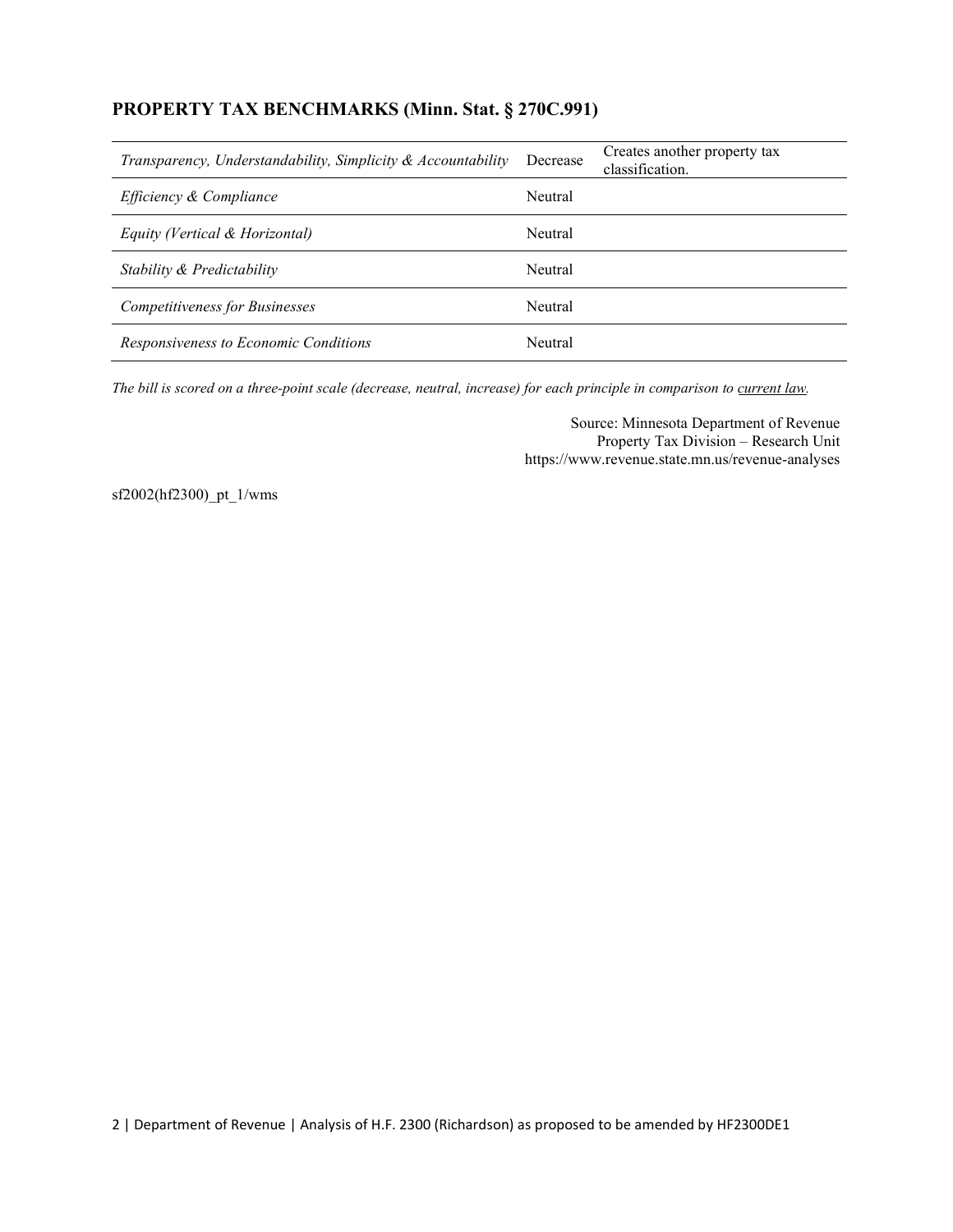## PROPERTY TAX BENCHMARKS (Minn. Stat. § 270C.991)

| | | |
|---|---|---|
| *Transparency, Understandability, Simplicity & Accountability* | Decrease | Creates another property tax classification. |
| *Efficiency & Compliance* | Neutral | |
| *Equity (Vertical & Horizontal)* | Neutral | |
| *Stability & Predictability* | Neutral | |
| *Competitiveness for Businesses* | Neutral | |
| *Responsiveness to Economic Conditions* | Neutral | |

*The bill is scored on a three-point scale (decrease, neutral, increase) for each principle in comparison to current law.*

Source: Minnesota Department of Revenue
Property Tax Division – Research Unit
https://www.revenue.state.mn.us/revenue-analyses

sf2002(hf2300)_pt_1/wms